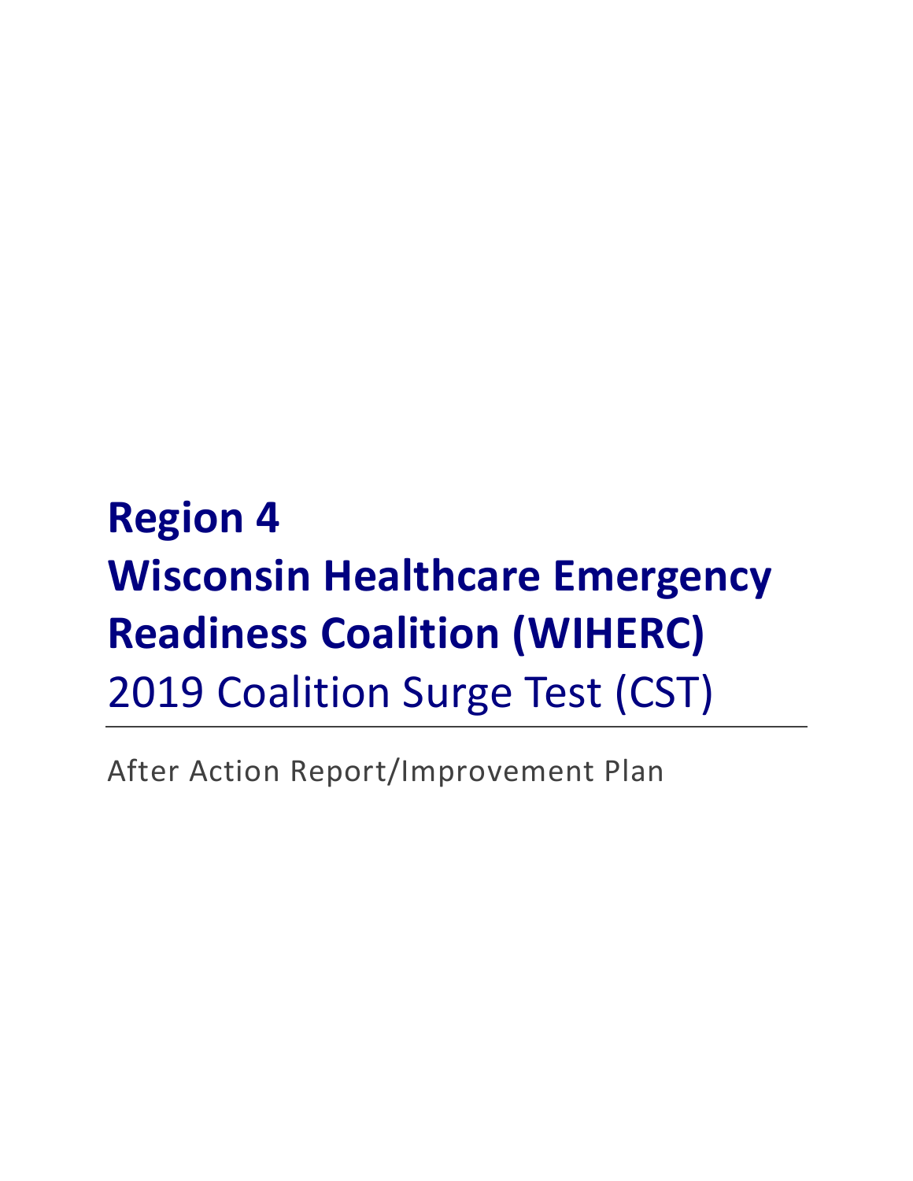# Region 4
# Wisconsin Healthcare Emergency Readiness Coalition (WIHERC)
## 2019 Coalition Surge Test (CST)

---

After Action Report/Improvement Plan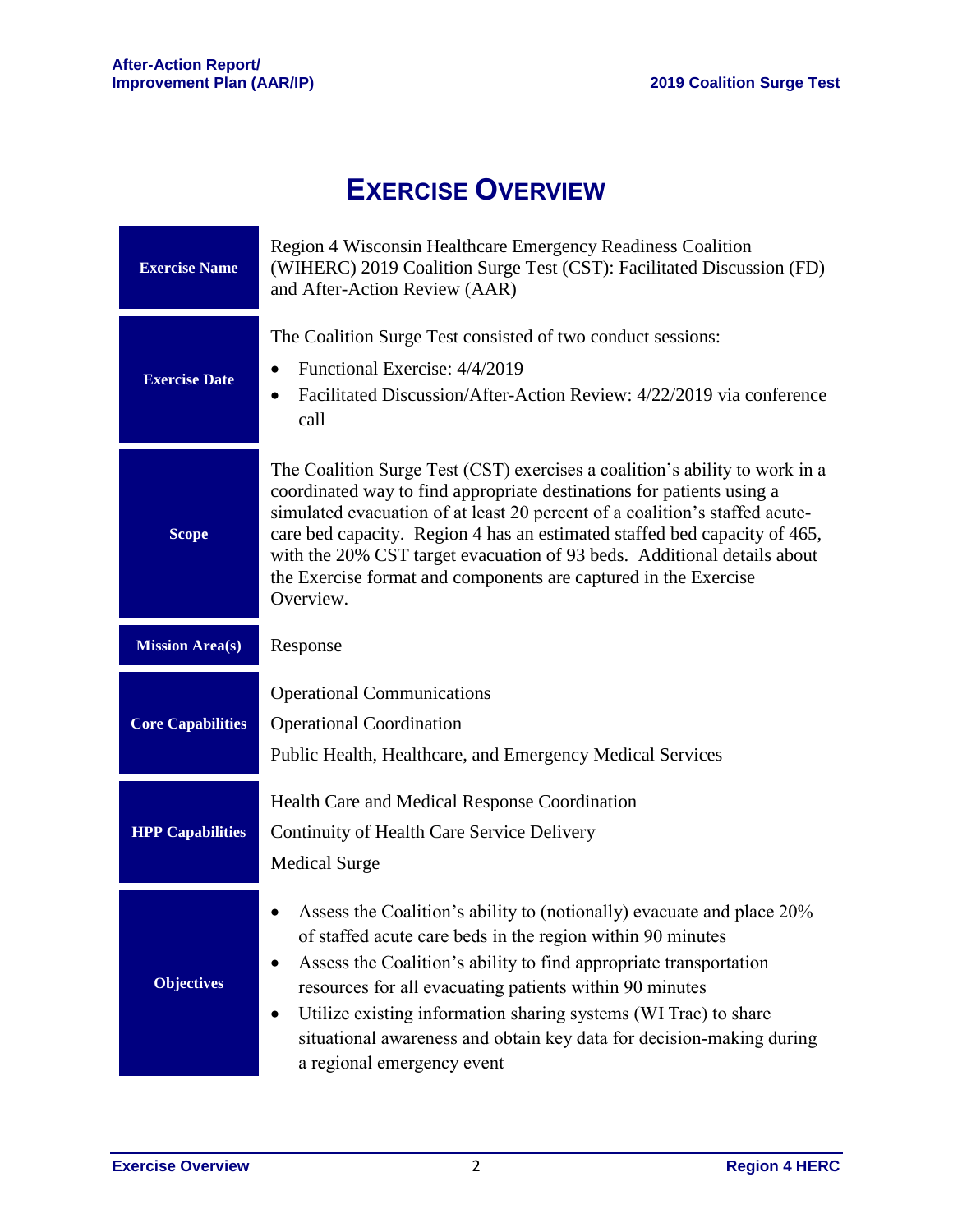# EXERCISE OVERVIEW

| | |
|---|---|
| **Exercise Name** | Region 4 Wisconsin Healthcare Emergency Readiness Coalition (WIHERC) 2019 Coalition Surge Test (CST): Facilitated Discussion (FD) and After-Action Review (AAR) |
| **Exercise Date** | The Coalition Surge Test consisted of two conduct sessions:<br>• Functional Exercise: 4/4/2019<br>• Facilitated Discussion/After-Action Review: 4/22/2019 via conference call |
| **Scope** | The Coalition Surge Test (CST) exercises a coalition's ability to work in a coordinated way to find appropriate destinations for patients using a simulated evacuation of at least 20 percent of a coalition's staffed acute-care bed capacity. Region 4 has an estimated staffed bed capacity of 465, with the 20% CST target evacuation of 93 beds. Additional details about the Exercise format and components are captured in the Exercise Overview. |
| **Mission Area(s)** | Response |
| **Core Capabilities** | Operational Communications<br>Operational Coordination<br>Public Health, Healthcare, and Emergency Medical Services |
| **HPP Capabilities** | Health Care and Medical Response Coordination<br>Continuity of Health Care Service Delivery<br>Medical Surge |
| **Objectives** | • Assess the Coalition's ability to (notionally) evacuate and place 20% of staffed acute care beds in the region within 90 minutes<br>• Assess the Coalition's ability to find appropriate transportation resources for all evacuating patients within 90 minutes<br>• Utilize existing information sharing systems (WI Trac) to share situational awareness and obtain key data for decision-making during a regional emergency event |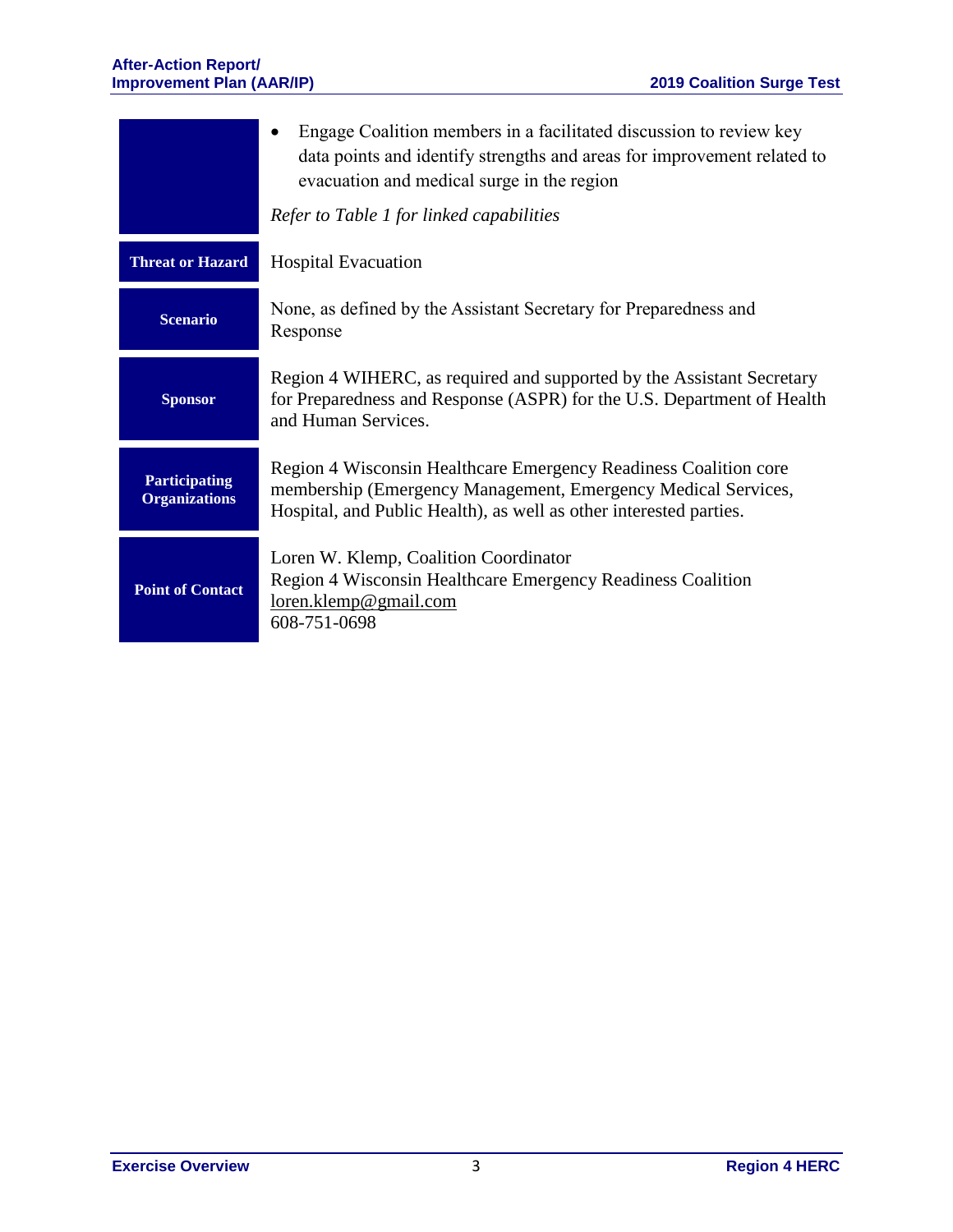| | |
|---|---|
| | • Engage Coalition members in a facilitated discussion to review key data points and identify strengths and areas for improvement related to evacuation and medical surge in the region<br><br>*Refer to Table 1 for linked capabilities* |
| **Threat or Hazard** | Hospital Evacuation |
| **Scenario** | None, as defined by the Assistant Secretary for Preparedness and Response |
| **Sponsor** | Region 4 WIHERC, as required and supported by the Assistant Secretary for Preparedness and Response (ASPR) for the U.S. Department of Health and Human Services. |
| **Participating Organizations** | Region 4 Wisconsin Healthcare Emergency Readiness Coalition core membership (Emergency Management, Emergency Medical Services, Hospital, and Public Health), as well as other interested parties. |
| **Point of Contact** | Loren W. Klemp, Coalition Coordinator<br>Region 4 Wisconsin Healthcare Emergency Readiness Coalition<br>loren.klemp@gmail.com<br>608-751-0698 |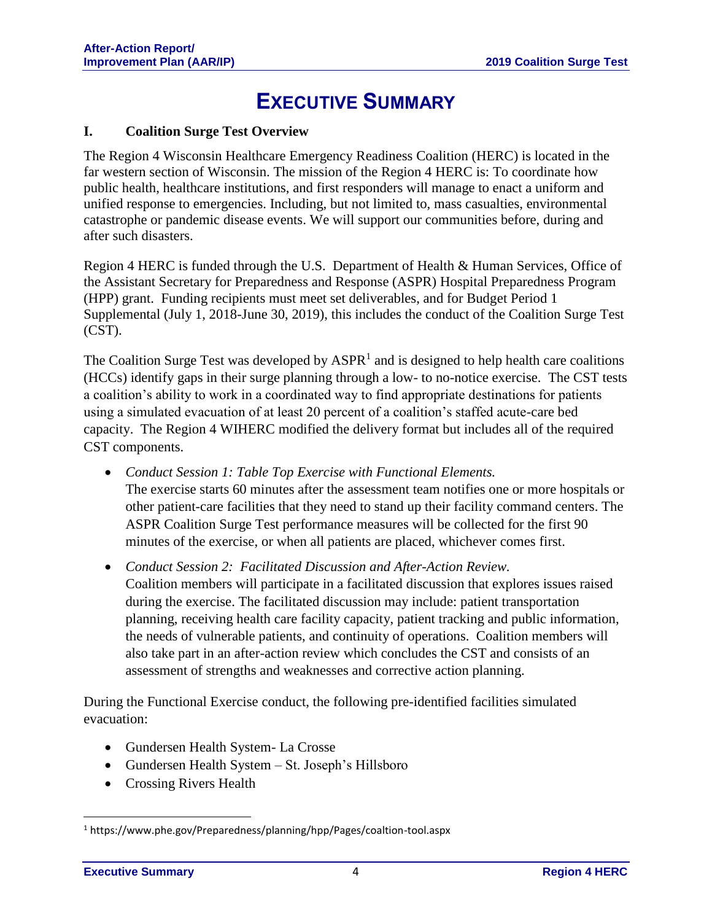# EXECUTIVE SUMMARY

## I. Coalition Surge Test Overview

The Region 4 Wisconsin Healthcare Emergency Readiness Coalition (HERC) is located in the far western section of Wisconsin. The mission of the Region 4 HERC is: To coordinate how public health, healthcare institutions, and first responders will manage to enact a uniform and unified response to emergencies. Including, but not limited to, mass casualties, environmental catastrophe or pandemic disease events. We will support our communities before, during and after such disasters.

Region 4 HERC is funded through the U.S. Department of Health & Human Services, Office of the Assistant Secretary for Preparedness and Response (ASPR) Hospital Preparedness Program (HPP) grant. Funding recipients must meet set deliverables, and for Budget Period 1 Supplemental (July 1, 2018-June 30, 2019), this includes the conduct of the Coalition Surge Test (CST).

The Coalition Surge Test was developed by ASPR[1] and is designed to help health care coalitions (HCCs) identify gaps in their surge planning through a low- to no-notice exercise. The CST tests a coalition's ability to work in a coordinated way to find appropriate destinations for patients using a simulated evacuation of at least 20 percent of a coalition's staffed acute-care bed capacity. The Region 4 WIHERC modified the delivery format but includes all of the required CST components.

- *Conduct Session 1: Table Top Exercise with Functional Elements.*
  The exercise starts 60 minutes after the assessment team notifies one or more hospitals or other patient-care facilities that they need to stand up their facility command centers. The ASPR Coalition Surge Test performance measures will be collected for the first 90 minutes of the exercise, or when all patients are placed, whichever comes first.
- *Conduct Session 2: Facilitated Discussion and After-Action Review.*
  Coalition members will participate in a facilitated discussion that explores issues raised during the exercise. The facilitated discussion may include: patient transportation planning, receiving health care facility capacity, patient tracking and public information, the needs of vulnerable patients, and continuity of operations. Coalition members will also take part in an after-action review which concludes the CST and consists of an assessment of strengths and weaknesses and corrective action planning.

During the Functional Exercise conduct, the following pre-identified facilities simulated evacuation:

- Gundersen Health System- La Crosse
- Gundersen Health System – St. Joseph's Hillsboro
- Crossing Rivers Health

[1] https://www.phe.gov/Preparedness/planning/hpp/Pages/coaltion-tool.aspx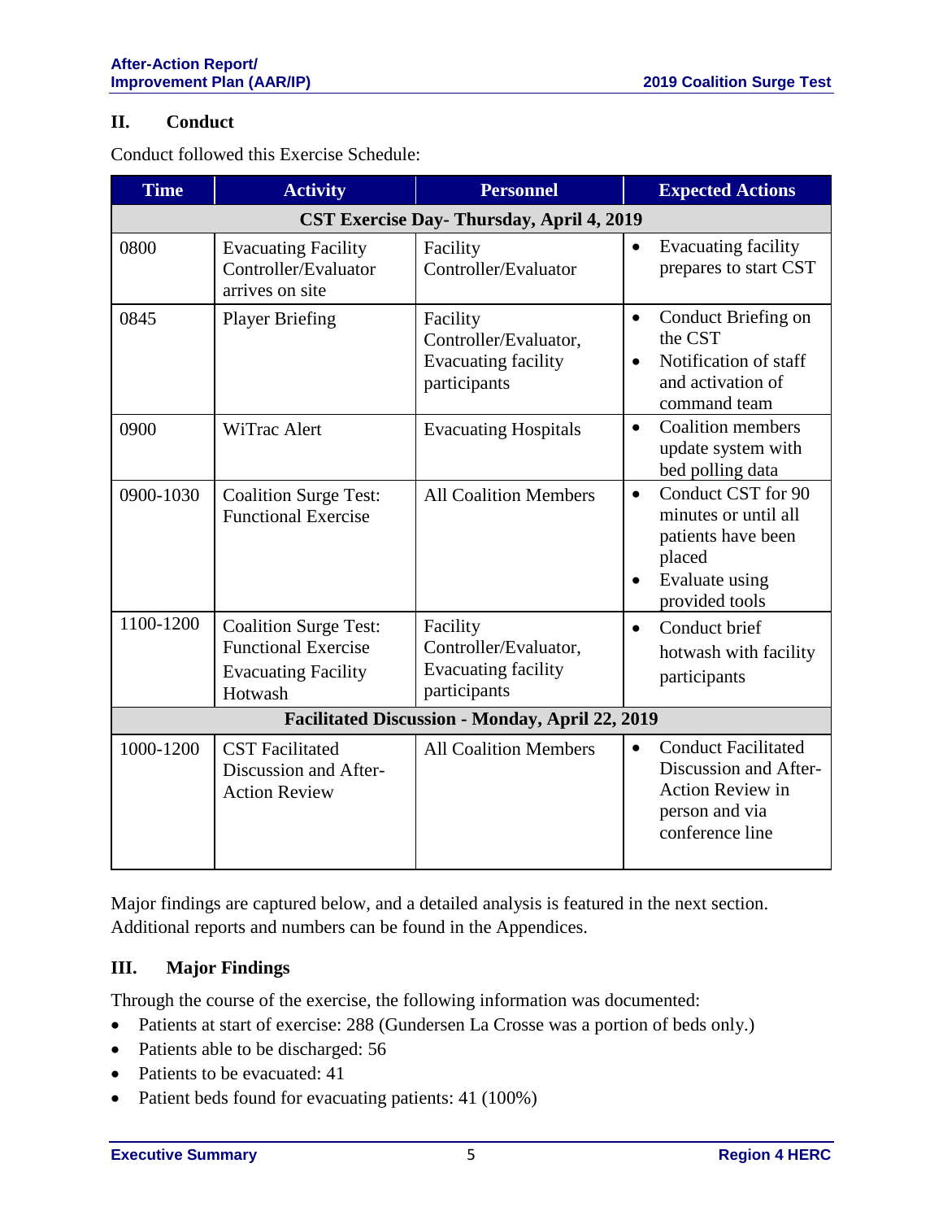## II. Conduct

Conduct followed this Exercise Schedule:

| Time | Activity | Personnel | Expected Actions |
|---|---|---|---|
| **CST Exercise Day- Thursday, April 4, 2019** | | | |
| 0800 | Evacuating Facility Controller/Evaluator arrives on site | Facility Controller/Evaluator | • Evacuating facility prepares to start CST |
| 0845 | Player Briefing | Facility Controller/Evaluator, Evacuating facility participants | • Conduct Briefing on the CST<br>• Notification of staff and activation of command team |
| 0900 | WiTrac Alert | Evacuating Hospitals | • Coalition members update system with bed polling data |
| 0900-1030 | Coalition Surge Test: Functional Exercise | All Coalition Members | • Conduct CST for 90 minutes or until all patients have been placed<br>• Evaluate using provided tools |
| 1100-1200 | Coalition Surge Test: Functional Exercise Evacuating Facility Hotwash | Facility Controller/Evaluator, Evacuating facility participants | • Conduct brief hotwash with facility participants |
| **Facilitated Discussion - Monday, April 22, 2019** | | | |
| 1000-1200 | CST Facilitated Discussion and After-Action Review | All Coalition Members | • Conduct Facilitated Discussion and After-Action Review in person and via conference line |

Major findings are captured below, and a detailed analysis is featured in the next section. Additional reports and numbers can be found in the Appendices.

## III. Major Findings

Through the course of the exercise, the following information was documented:

- Patients at start of exercise: 288 (Gundersen La Crosse was a portion of beds only.)
- Patients able to be discharged: 56
- Patients to be evacuated: 41
- Patient beds found for evacuating patients: 41 (100%)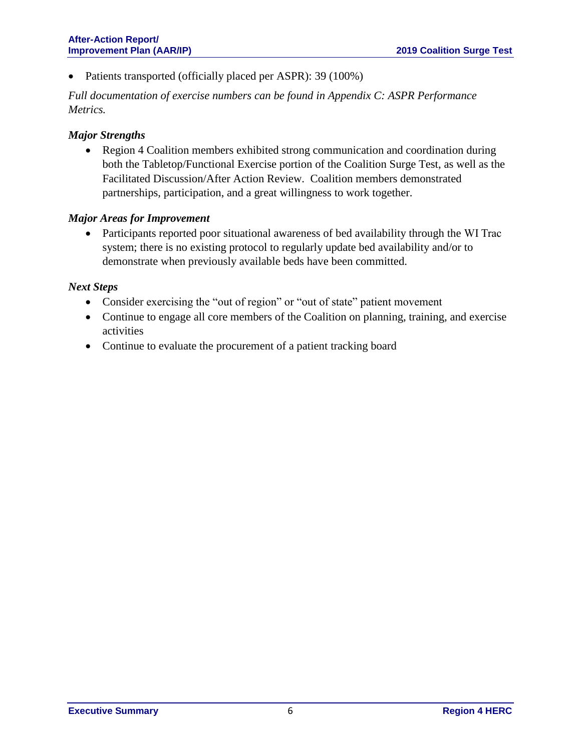- Patients transported (officially placed per ASPR): 39 (100%)

*Full documentation of exercise numbers can be found in Appendix C: ASPR Performance Metrics.*

### *Major Strengths*

- Region 4 Coalition members exhibited strong communication and coordination during both the Tabletop/Functional Exercise portion of the Coalition Surge Test, as well as the Facilitated Discussion/After Action Review. Coalition members demonstrated partnerships, participation, and a great willingness to work together.

### *Major Areas for Improvement*

- Participants reported poor situational awareness of bed availability through the WI Trac system; there is no existing protocol to regularly update bed availability and/or to demonstrate when previously available beds have been committed.

### *Next Steps*

- Consider exercising the “out of region” or “out of state” patient movement
- Continue to engage all core members of the Coalition on planning, training, and exercise activities
- Continue to evaluate the procurement of a patient tracking board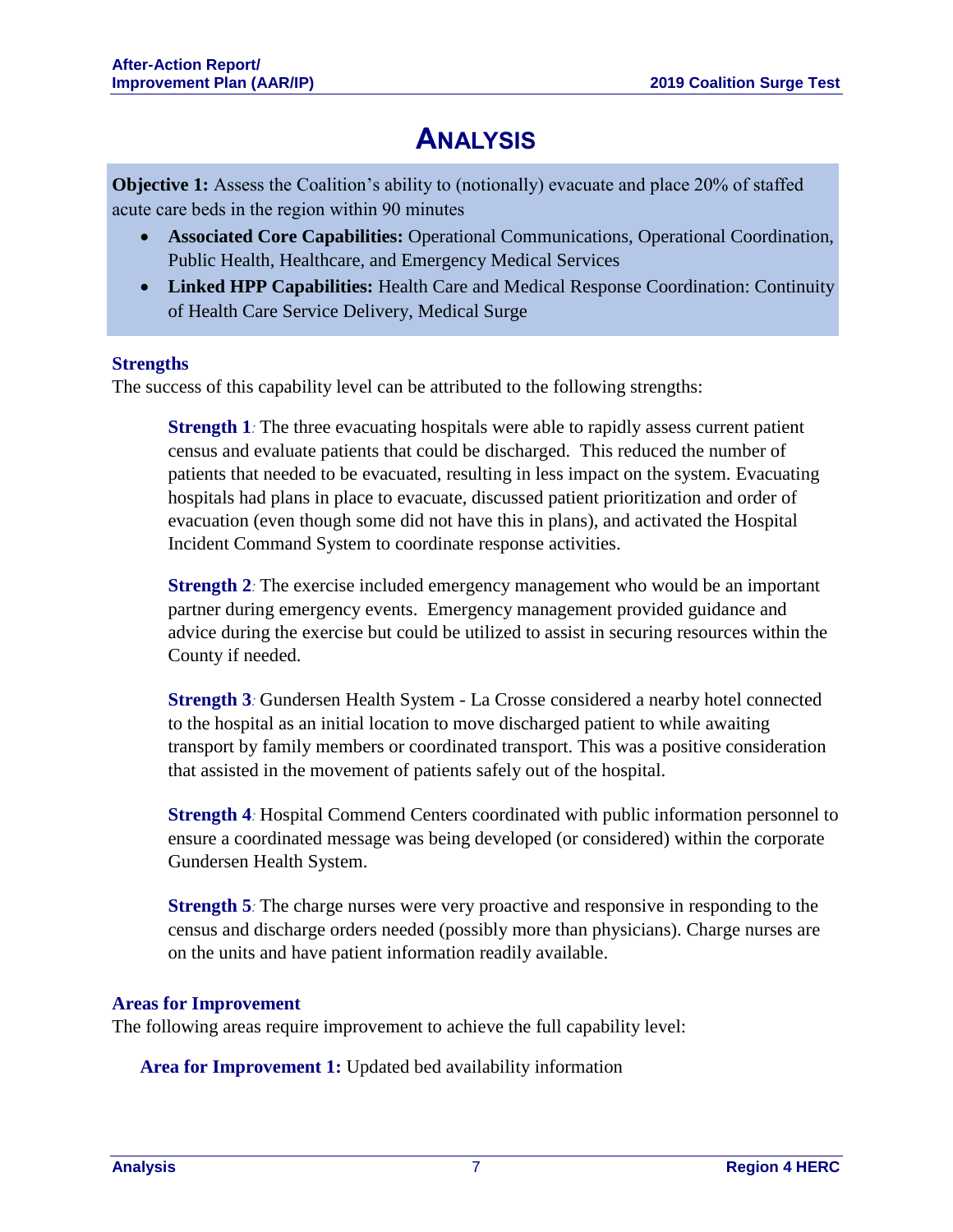# ANALYSIS

**Objective 1:** Assess the Coalition's ability to (notionally) evacuate and place 20% of staffed acute care beds in the region within 90 minutes

- **Associated Core Capabilities:** Operational Communications, Operational Coordination, Public Health, Healthcare, and Emergency Medical Services
- **Linked HPP Capabilities:** Health Care and Medical Response Coordination: Continuity of Health Care Service Delivery, Medical Surge

### Strengths

The success of this capability level can be attributed to the following strengths:

**Strength 1**: The three evacuating hospitals were able to rapidly assess current patient census and evaluate patients that could be discharged. This reduced the number of patients that needed to be evacuated, resulting in less impact on the system. Evacuating hospitals had plans in place to evacuate, discussed patient prioritization and order of evacuation (even though some did not have this in plans), and activated the Hospital Incident Command System to coordinate response activities.

**Strength 2**: The exercise included emergency management who would be an important partner during emergency events. Emergency management provided guidance and advice during the exercise but could be utilized to assist in securing resources within the County if needed.

**Strength 3**: Gundersen Health System - La Crosse considered a nearby hotel connected to the hospital as an initial location to move discharged patient to while awaiting transport by family members or coordinated transport. This was a positive consideration that assisted in the movement of patients safely out of the hospital.

**Strength 4**: Hospital Commend Centers coordinated with public information personnel to ensure a coordinated message was being developed (or considered) within the corporate Gundersen Health System.

**Strength 5**: The charge nurses were very proactive and responsive in responding to the census and discharge orders needed (possibly more than physicians). Charge nurses are on the units and have patient information readily available.

### Areas for Improvement

The following areas require improvement to achieve the full capability level:

**Area for Improvement 1:** Updated bed availability information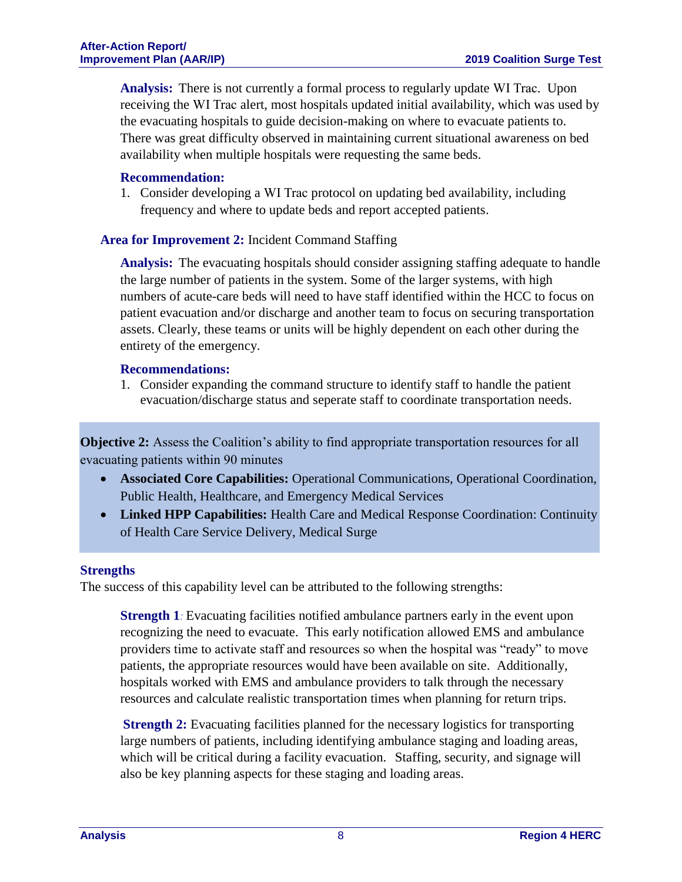**Analysis:** There is not currently a formal process to regularly update WI Trac. Upon receiving the WI Trac alert, most hospitals updated initial availability, which was used by the evacuating hospitals to guide decision-making on where to evacuate patients to. There was great difficulty observed in maintaining current situational awareness on bed availability when multiple hospitals were requesting the same beds.

**Recommendation:**

1. Consider developing a WI Trac protocol on updating bed availability, including frequency and where to update beds and report accepted patients.

**Area for Improvement 2:** Incident Command Staffing

**Analysis:** The evacuating hospitals should consider assigning staffing adequate to handle the large number of patients in the system. Some of the larger systems, with high numbers of acute-care beds will need to have staff identified within the HCC to focus on patient evacuation and/or discharge and another team to focus on securing transportation assets. Clearly, these teams or units will be highly dependent on each other during the entirety of the emergency.

**Recommendations:**

1. Consider expanding the command structure to identify staff to handle the patient evacuation/discharge status and seperate staff to coordinate transportation needs.

**Objective 2:** Assess the Coalition's ability to find appropriate transportation resources for all evacuating patients within 90 minutes

- **Associated Core Capabilities:** Operational Communications, Operational Coordination, Public Health, Healthcare, and Emergency Medical Services
- **Linked HPP Capabilities:** Health Care and Medical Response Coordination: Continuity of Health Care Service Delivery, Medical Surge

### Strengths

The success of this capability level can be attributed to the following strengths:

**Strength 1**: Evacuating facilities notified ambulance partners early in the event upon recognizing the need to evacuate. This early notification allowed EMS and ambulance providers time to activate staff and resources so when the hospital was "ready" to move patients, the appropriate resources would have been available on site. Additionally, hospitals worked with EMS and ambulance providers to talk through the necessary resources and calculate realistic transportation times when planning for return trips.

**Strength 2:** Evacuating facilities planned for the necessary logistics for transporting large numbers of patients, including identifying ambulance staging and loading areas, which will be critical during a facility evacuation. Staffing, security, and signage will also be key planning aspects for these staging and loading areas.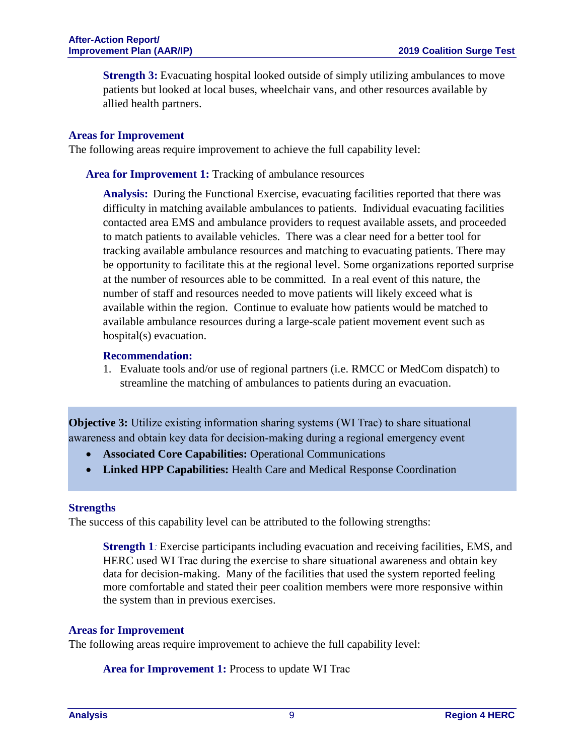**Strength 3:** Evacuating hospital looked outside of simply utilizing ambulances to move patients but looked at local buses, wheelchair vans, and other resources available by allied health partners.

### Areas for Improvement

The following areas require improvement to achieve the full capability level:

**Area for Improvement 1:** Tracking of ambulance resources

**Analysis:** During the Functional Exercise, evacuating facilities reported that there was difficulty in matching available ambulances to patients. Individual evacuating facilities contacted area EMS and ambulance providers to request available assets, and proceeded to match patients to available vehicles. There was a clear need for a better tool for tracking available ambulance resources and matching to evacuating patients. There may be opportunity to facilitate this at the regional level. Some organizations reported surprise at the number of resources able to be committed. In a real event of this nature, the number of staff and resources needed to move patients will likely exceed what is available within the region. Continue to evaluate how patients would be matched to available ambulance resources during a large-scale patient movement event such as hospital(s) evacuation.

**Recommendation:**

1. Evaluate tools and/or use of regional partners (i.e. RMCC or MedCom dispatch) to streamline the matching of ambulances to patients during an evacuation.

**Objective 3:** Utilize existing information sharing systems (WI Trac) to share situational awareness and obtain key data for decision-making during a regional emergency event

- **Associated Core Capabilities:** Operational Communications
- **Linked HPP Capabilities:** Health Care and Medical Response Coordination

### Strengths

The success of this capability level can be attributed to the following strengths:

**Strength 1***:* Exercise participants including evacuation and receiving facilities, EMS, and HERC used WI Trac during the exercise to share situational awareness and obtain key data for decision-making. Many of the facilities that used the system reported feeling more comfortable and stated their peer coalition members were more responsive within the system than in previous exercises.

### Areas for Improvement

The following areas require improvement to achieve the full capability level:

**Area for Improvement 1:** Process to update WI Trac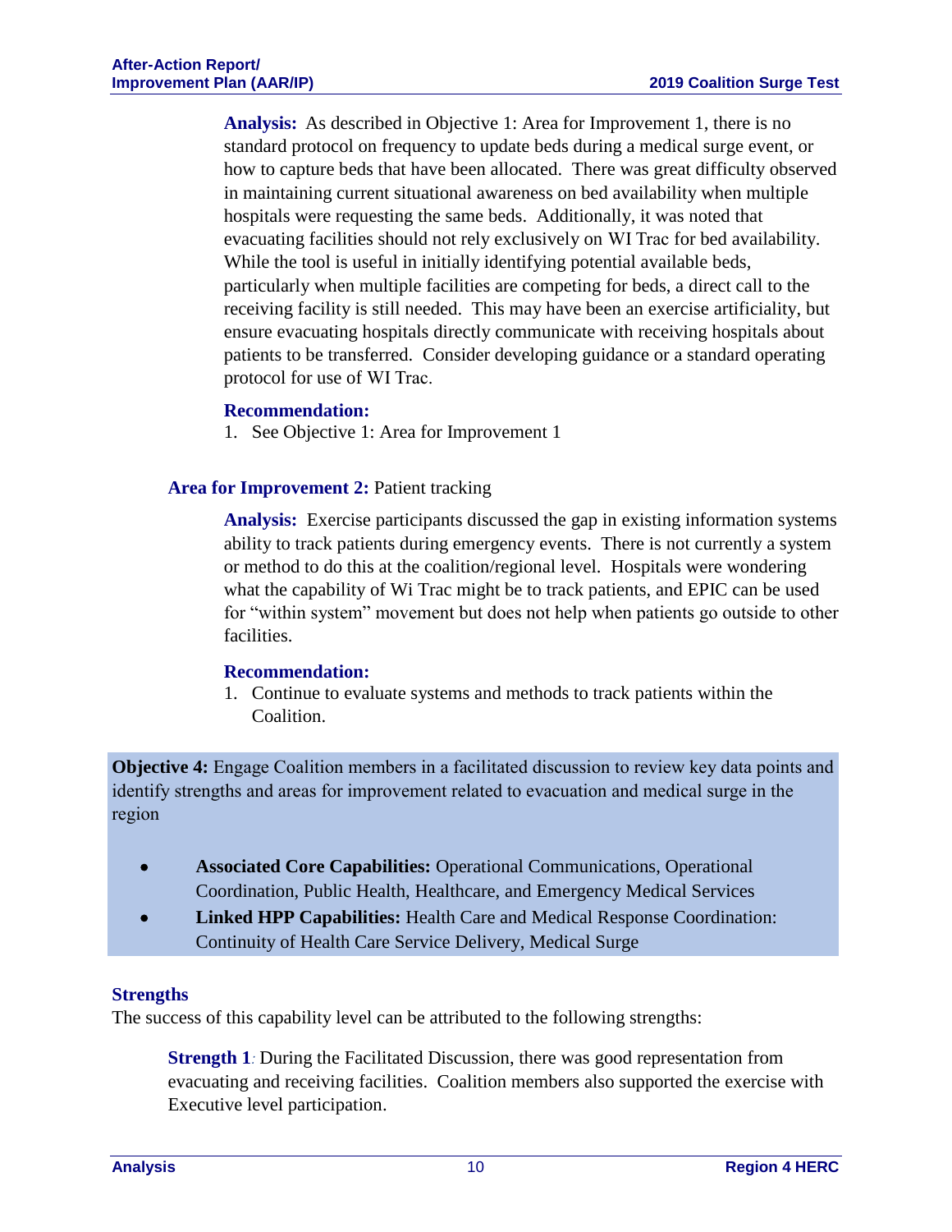**Analysis:** As described in Objective 1: Area for Improvement 1, there is no standard protocol on frequency to update beds during a medical surge event, or how to capture beds that have been allocated. There was great difficulty observed in maintaining current situational awareness on bed availability when multiple hospitals were requesting the same beds. Additionally, it was noted that evacuating facilities should not rely exclusively on WI Trac for bed availability. While the tool is useful in initially identifying potential available beds, particularly when multiple facilities are competing for beds, a direct call to the receiving facility is still needed. This may have been an exercise artificiality, but ensure evacuating hospitals directly communicate with receiving hospitals about patients to be transferred. Consider developing guidance or a standard operating protocol for use of WI Trac.

**Recommendation:**

1. See Objective 1: Area for Improvement 1

**Area for Improvement 2:** Patient tracking

**Analysis:** Exercise participants discussed the gap in existing information systems ability to track patients during emergency events. There is not currently a system or method to do this at the coalition/regional level. Hospitals were wondering what the capability of Wi Trac might be to track patients, and EPIC can be used for "within system" movement but does not help when patients go outside to other facilities.

**Recommendation:**

1. Continue to evaluate systems and methods to track patients within the Coalition.

**Objective 4:** Engage Coalition members in a facilitated discussion to review key data points and identify strengths and areas for improvement related to evacuation and medical surge in the region

- **Associated Core Capabilities:** Operational Communications, Operational Coordination, Public Health, Healthcare, and Emergency Medical Services
- **Linked HPP Capabilities:** Health Care and Medical Response Coordination: Continuity of Health Care Service Delivery, Medical Surge

### Strengths

The success of this capability level can be attributed to the following strengths:

**Strength 1**: During the Facilitated Discussion, there was good representation from evacuating and receiving facilities. Coalition members also supported the exercise with Executive level participation.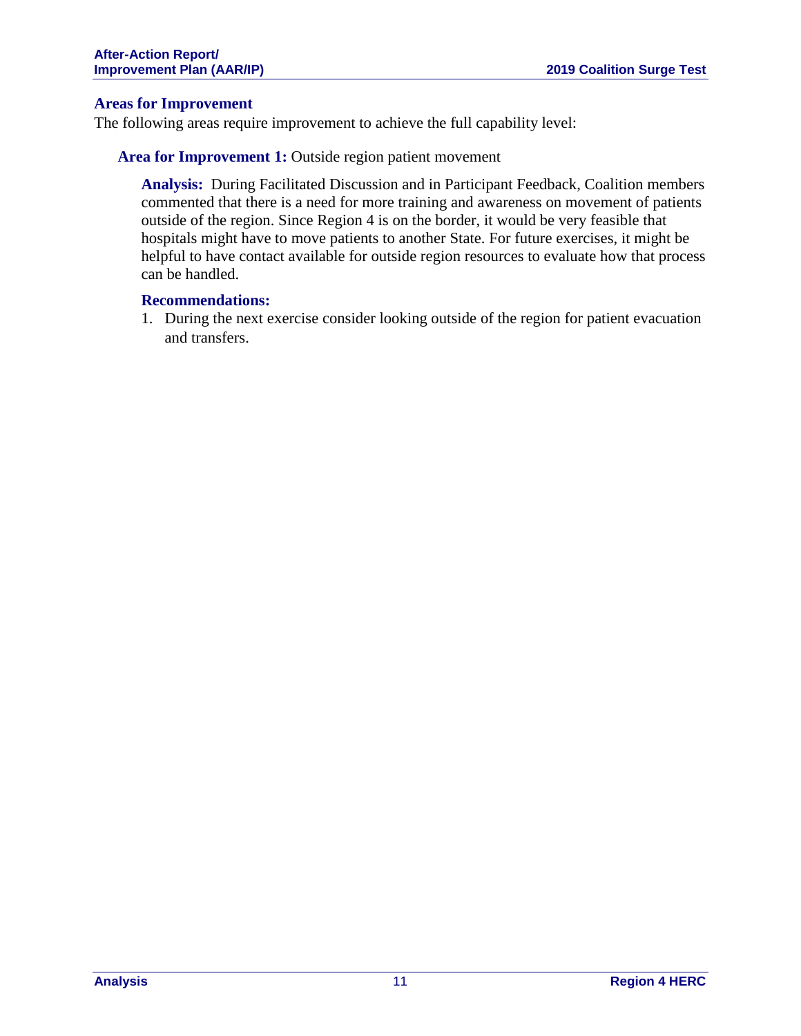## Areas for Improvement

The following areas require improvement to achieve the full capability level:

### Area for Improvement 1: Outside region patient movement

**Analysis:** During Facilitated Discussion and in Participant Feedback, Coalition members commented that there is a need for more training and awareness on movement of patients outside of the region. Since Region 4 is on the border, it would be very feasible that hospitals might have to move patients to another State. For future exercises, it might be helpful to have contact available for outside region resources to evaluate how that process can be handled.

**Recommendations:**

1. During the next exercise consider looking outside of the region for patient evacuation and transfers.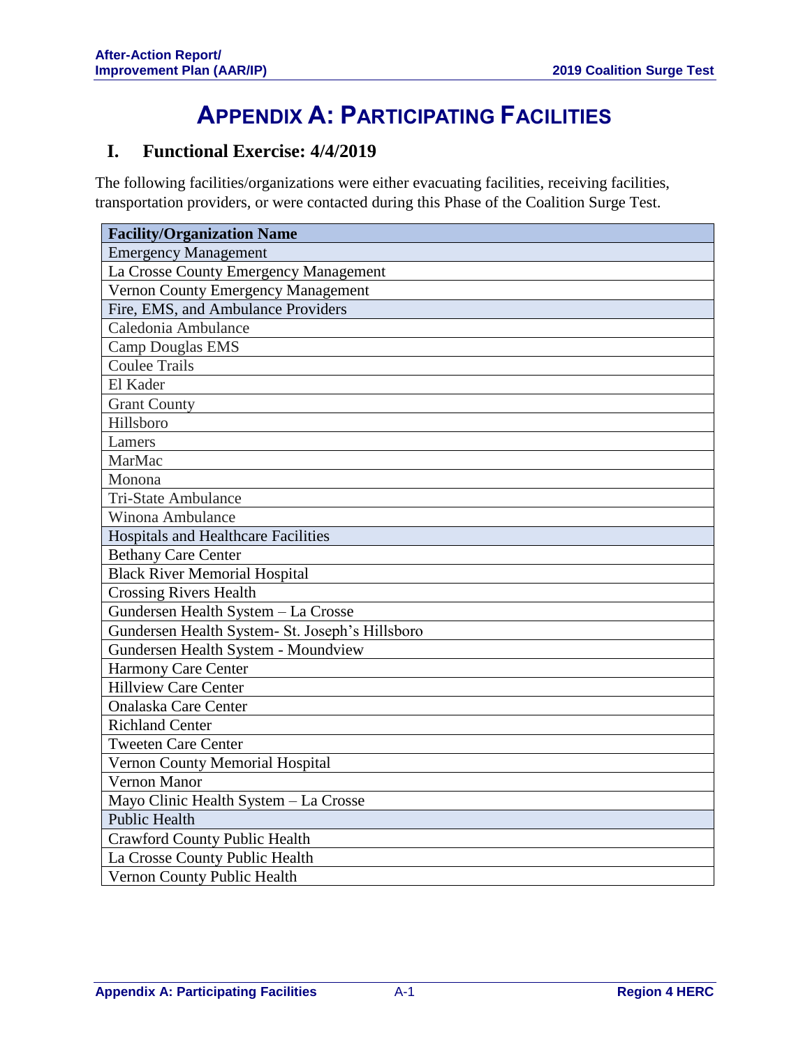# APPENDIX A: PARTICIPATING FACILITIES

## I. Functional Exercise: 4/4/2019

The following facilities/organizations were either evacuating facilities, receiving facilities, transportation providers, or were contacted during this Phase of the Coalition Surge Test.

| Facility/Organization Name |
|---|
| Emergency Management |
| La Crosse County Emergency Management |
| Vernon County Emergency Management |
| Fire, EMS, and Ambulance Providers |
| Caledonia Ambulance |
| Camp Douglas EMS |
| Coulee Trails |
| El Kader |
| Grant County |
| Hillsboro |
| Lamers |
| MarMac |
| Monona |
| Tri-State Ambulance |
| Winona Ambulance |
| Hospitals and Healthcare Facilities |
| Bethany Care Center |
| Black River Memorial Hospital |
| Crossing Rivers Health |
| Gundersen Health System – La Crosse |
| Gundersen Health System- St. Joseph's Hillsboro |
| Gundersen Health System - Moundview |
| Harmony Care Center |
| Hillview Care Center |
| Onalaska Care Center |
| Richland Center |
| Tweeten Care Center |
| Vernon County Memorial Hospital |
| Vernon Manor |
| Mayo Clinic Health System – La Crosse |
| Public Health |
| Crawford County Public Health |
| La Crosse County Public Health |
| Vernon County Public Health |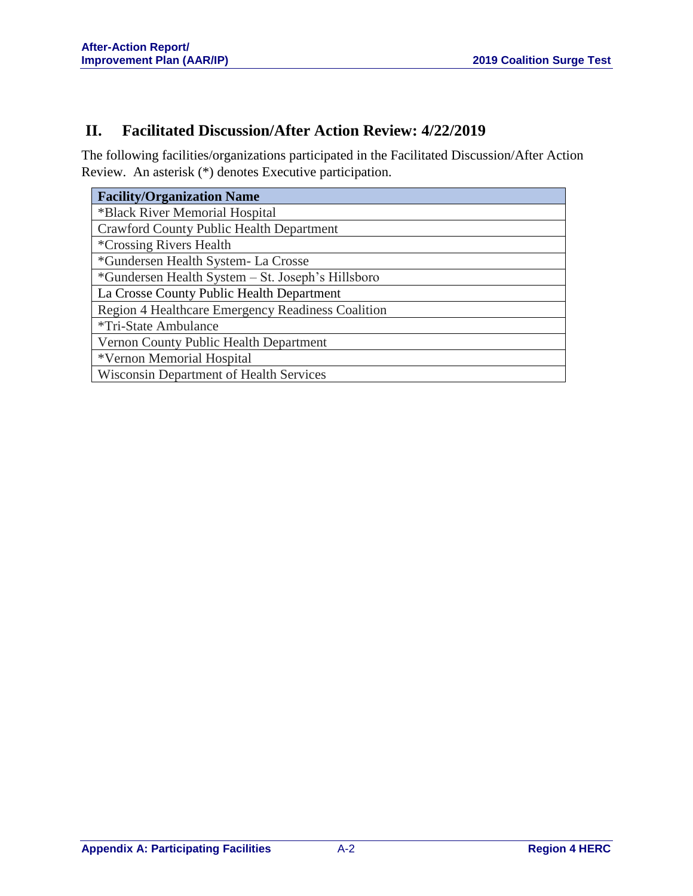## II. Facilitated Discussion/After Action Review: 4/22/2019

The following facilities/organizations participated in the Facilitated Discussion/After Action Review. An asterisk (*) denotes Executive participation.

| Facility/Organization Name |
|---|
| *Black River Memorial Hospital |
| Crawford County Public Health Department |
| *Crossing Rivers Health |
| *Gundersen Health System- La Crosse |
| *Gundersen Health System – St. Joseph's Hillsboro |
| La Crosse County Public Health Department |
| Region 4 Healthcare Emergency Readiness Coalition |
| *Tri-State Ambulance |
| Vernon County Public Health Department |
| *Vernon Memorial Hospital |
| Wisconsin Department of Health Services |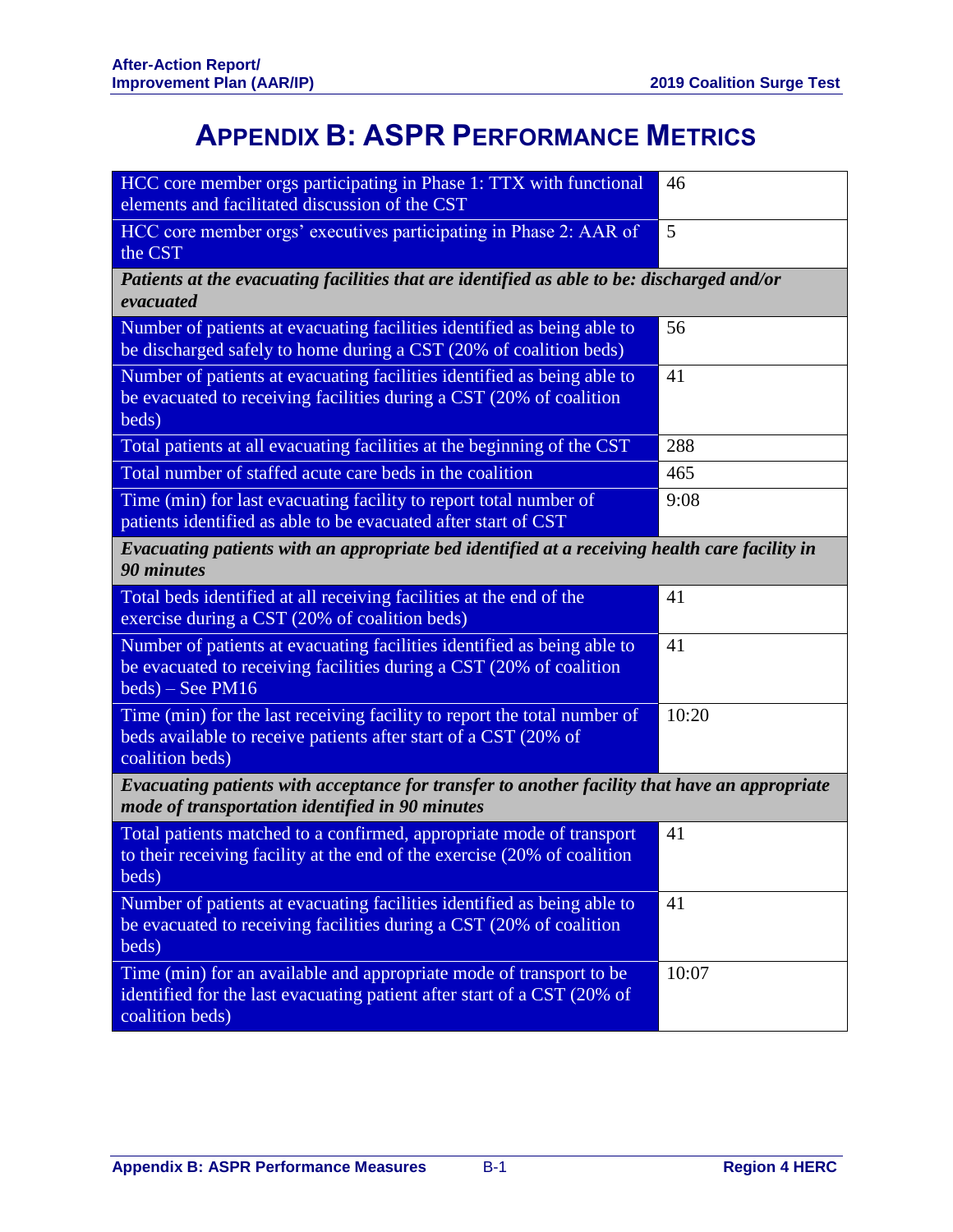# APPENDIX B: ASPR PERFORMANCE METRICS

| | |
|---|---|
| HCC core member orgs participating in Phase 1: TTX with functional elements and facilitated discussion of the CST | 46 |
| HCC core member orgs' executives participating in Phase 2: AAR of the CST | 5 |
| ***Patients at the evacuating facilities that are identified as able to be: discharged and/or evacuated*** | |
| Number of patients at evacuating facilities identified as being able to be discharged safely to home during a CST (20% of coalition beds) | 56 |
| Number of patients at evacuating facilities identified as being able to be evacuated to receiving facilities during a CST (20% of coalition beds) | 41 |
| Total patients at all evacuating facilities at the beginning of the CST | 288 |
| Total number of staffed acute care beds in the coalition | 465 |
| Time (min) for last evacuating facility to report total number of patients identified as able to be evacuated after start of CST | 9:08 |
| ***Evacuating patients with an appropriate bed identified at a receiving health care facility in 90 minutes*** | |
| Total beds identified at all receiving facilities at the end of the exercise during a CST (20% of coalition beds) | 41 |
| Number of patients at evacuating facilities identified as being able to be evacuated to receiving facilities during a CST (20% of coalition beds) – See PM16 | 41 |
| Time (min) for the last receiving facility to report the total number of beds available to receive patients after start of a CST (20% of coalition beds) | 10:20 |
| ***Evacuating patients with acceptance for transfer to another facility that have an appropriate mode of transportation identified in 90 minutes*** | |
| Total patients matched to a confirmed, appropriate mode of transport to their receiving facility at the end of the exercise (20% of coalition beds) | 41 |
| Number of patients at evacuating facilities identified as being able to be evacuated to receiving facilities during a CST (20% of coalition beds) | 41 |
| Time (min) for an available and appropriate mode of transport to be identified for the last evacuating patient after start of a CST (20% of coalition beds) | 10:07 |